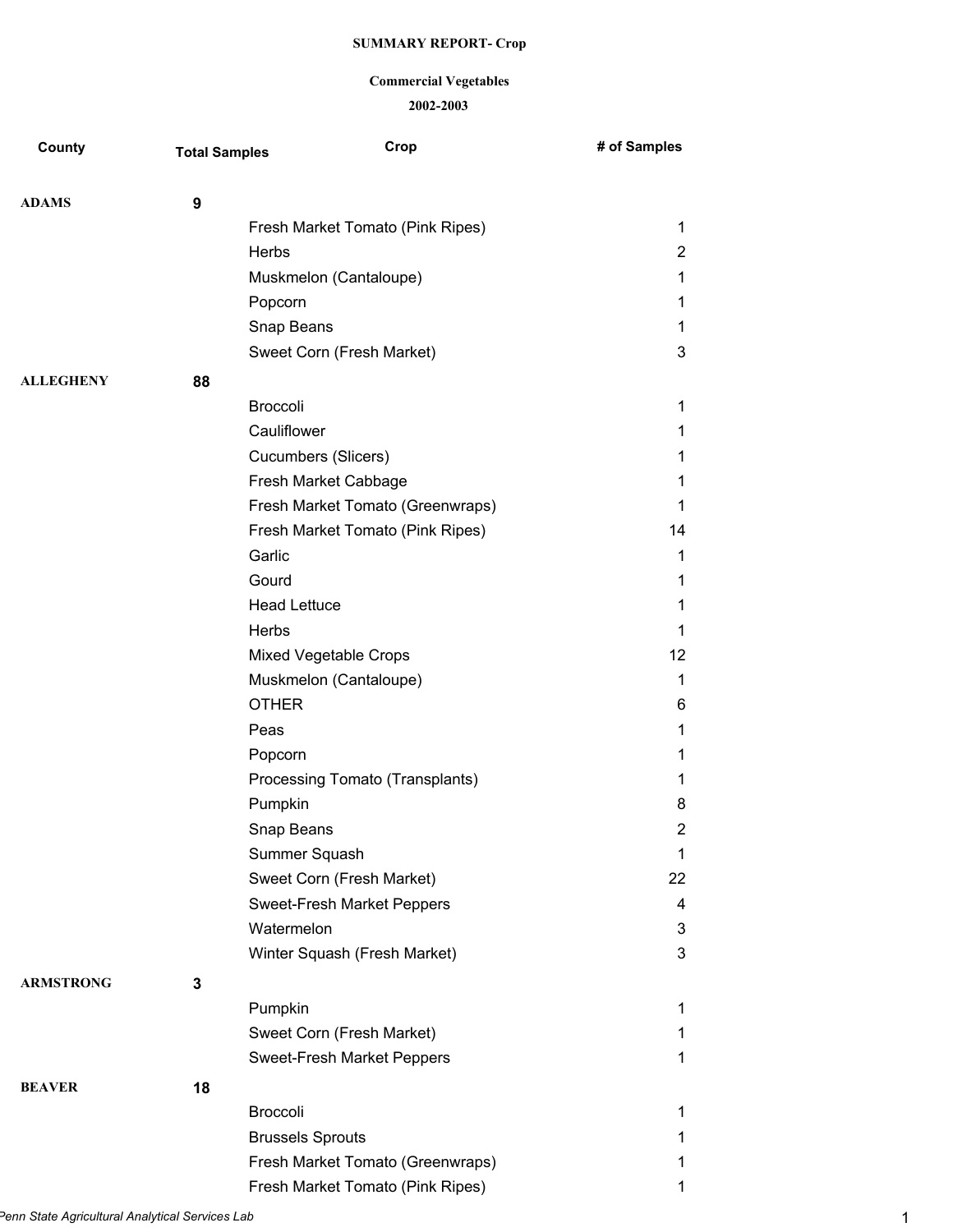**SUMMARY REPORT- Crop**

**Commercial Vegetables**

**2002-2003**

| County | Total Samples | Crop | # of Samples |
|---|---|---|---|
| **ADAMS** | **9** | | |
| | | Fresh Market Tomato (Pink Ripes) | 1 |
| | | Herbs | 2 |
| | | Muskmelon (Cantaloupe) | 1 |
| | | Popcorn | 1 |
| | | Snap Beans | 1 |
| | | Sweet Corn (Fresh Market) | 3 |
| **ALLEGHENY** | **88** | | |
| | | Broccoli | 1 |
| | | Cauliflower | 1 |
| | | Cucumbers (Slicers) | 1 |
| | | Fresh Market Cabbage | 1 |
| | | Fresh Market Tomato (Greenwraps) | 1 |
| | | Fresh Market Tomato (Pink Ripes) | 14 |
| | | Garlic | 1 |
| | | Gourd | 1 |
| | | Head Lettuce | 1 |
| | | Herbs | 1 |
| | | Mixed Vegetable Crops | 12 |
| | | Muskmelon (Cantaloupe) | 1 |
| | | OTHER | 6 |
| | | Peas | 1 |
| | | Popcorn | 1 |
| | | Processing Tomato (Transplants) | 1 |
| | | Pumpkin | 8 |
| | | Snap Beans | 2 |
| | | Summer Squash | 1 |
| | | Sweet Corn (Fresh Market) | 22 |
| | | Sweet-Fresh Market Peppers | 4 |
| | | Watermelon | 3 |
| | | Winter Squash (Fresh Market) | 3 |
| **ARMSTRONG** | **3** | | |
| | | Pumpkin | 1 |
| | | Sweet Corn (Fresh Market) | 1 |
| | | Sweet-Fresh Market Peppers | 1 |
| **BEAVER** | **18** | | |
| | | Broccoli | 1 |
| | | Brussels Sprouts | 1 |
| | | Fresh Market Tomato (Greenwraps) | 1 |
| | | Fresh Market Tomato (Pink Ripes) | 1 |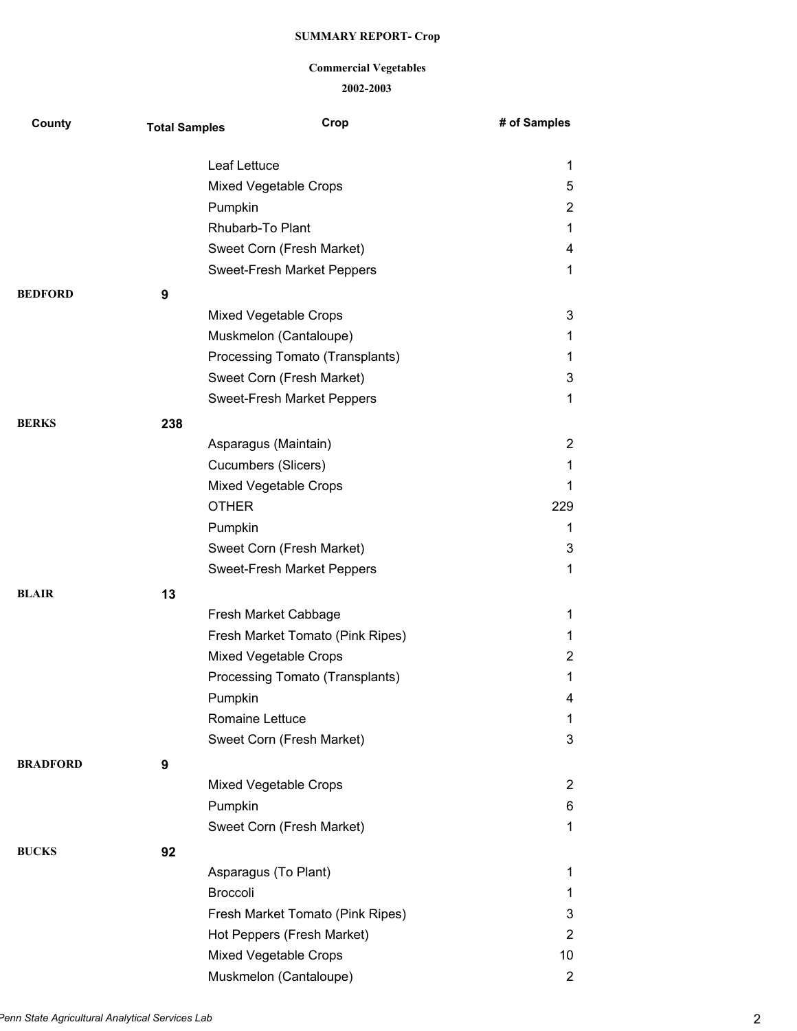**SUMMARY REPORT- Crop**

**Commercial Vegetables**

**2002-2003**

| County | Total Samples | Crop | # of Samples |
|---|---|---|---|
| | | Leaf Lettuce | 1 |
| | | Mixed Vegetable Crops | 5 |
| | | Pumpkin | 2 |
| | | Rhubarb-To Plant | 1 |
| | | Sweet Corn (Fresh Market) | 4 |
| | | Sweet-Fresh Market Peppers | 1 |
| **BEDFORD** | **9** | | |
| | | Mixed Vegetable Crops | 3 |
| | | Muskmelon (Cantaloupe) | 1 |
| | | Processing Tomato (Transplants) | 1 |
| | | Sweet Corn (Fresh Market) | 3 |
| | | Sweet-Fresh Market Peppers | 1 |
| **BERKS** | **238** | | |
| | | Asparagus (Maintain) | 2 |
| | | Cucumbers (Slicers) | 1 |
| | | Mixed Vegetable Crops | 1 |
| | | OTHER | 229 |
| | | Pumpkin | 1 |
| | | Sweet Corn (Fresh Market) | 3 |
| | | Sweet-Fresh Market Peppers | 1 |
| **BLAIR** | **13** | | |
| | | Fresh Market Cabbage | 1 |
| | | Fresh Market Tomato (Pink Ripes) | 1 |
| | | Mixed Vegetable Crops | 2 |
| | | Processing Tomato (Transplants) | 1 |
| | | Pumpkin | 4 |
| | | Romaine Lettuce | 1 |
| | | Sweet Corn (Fresh Market) | 3 |
| **BRADFORD** | **9** | | |
| | | Mixed Vegetable Crops | 2 |
| | | Pumpkin | 6 |
| | | Sweet Corn (Fresh Market) | 1 |
| **BUCKS** | **92** | | |
| | | Asparagus (To Plant) | 1 |
| | | Broccoli | 1 |
| | | Fresh Market Tomato (Pink Ripes) | 3 |
| | | Hot Peppers (Fresh Market) | 2 |
| | | Mixed Vegetable Crops | 10 |
| | | Muskmelon (Cantaloupe) | 2 |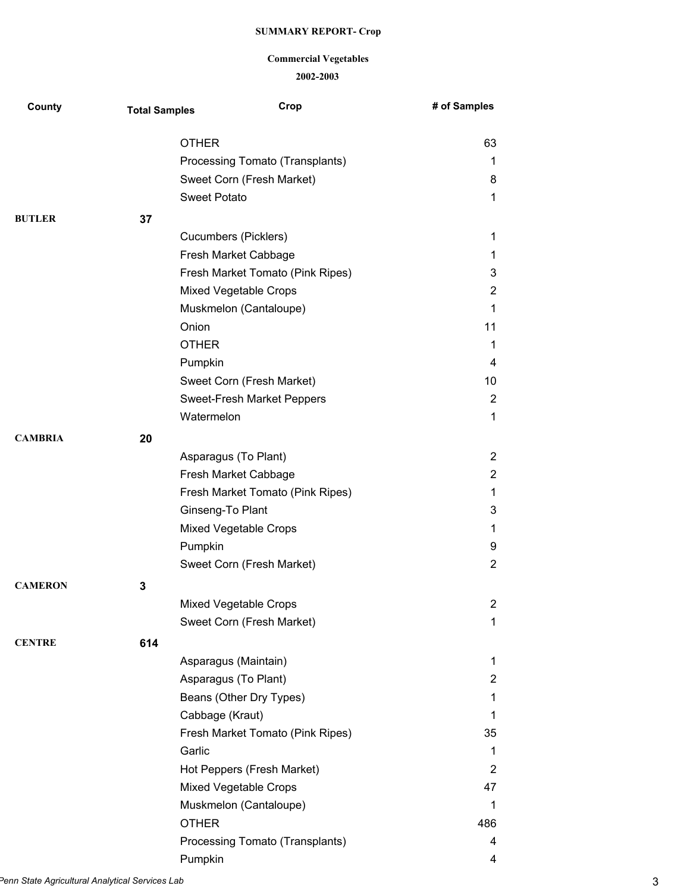**SUMMARY REPORT- Crop**

**Commercial Vegetables**

**2002-2003**

| County | Total Samples | Crop | # of Samples |
|---|---|---|---|
| | | OTHER | 63 |
| | | Processing Tomato (Transplants) | 1 |
| | | Sweet Corn (Fresh Market) | 8 |
| | | Sweet Potato | 1 |
| **BUTLER** | **37** | | |
| | | Cucumbers (Picklers) | 1 |
| | | Fresh Market Cabbage | 1 |
| | | Fresh Market Tomato (Pink Ripes) | 3 |
| | | Mixed Vegetable Crops | 2 |
| | | Muskmelon (Cantaloupe) | 1 |
| | | Onion | 11 |
| | | OTHER | 1 |
| | | Pumpkin | 4 |
| | | Sweet Corn (Fresh Market) | 10 |
| | | Sweet-Fresh Market Peppers | 2 |
| | | Watermelon | 1 |
| **CAMBRIA** | **20** | | |
| | | Asparagus (To Plant) | 2 |
| | | Fresh Market Cabbage | 2 |
| | | Fresh Market Tomato (Pink Ripes) | 1 |
| | | Ginseng-To Plant | 3 |
| | | Mixed Vegetable Crops | 1 |
| | | Pumpkin | 9 |
| | | Sweet Corn (Fresh Market) | 2 |
| **CAMERON** | **3** | | |
| | | Mixed Vegetable Crops | 2 |
| | | Sweet Corn (Fresh Market) | 1 |
| **CENTRE** | **614** | | |
| | | Asparagus (Maintain) | 1 |
| | | Asparagus (To Plant) | 2 |
| | | Beans (Other Dry Types) | 1 |
| | | Cabbage (Kraut) | 1 |
| | | Fresh Market Tomato (Pink Ripes) | 35 |
| | | Garlic | 1 |
| | | Hot Peppers (Fresh Market) | 2 |
| | | Mixed Vegetable Crops | 47 |
| | | Muskmelon (Cantaloupe) | 1 |
| | | OTHER | 486 |
| | | Processing Tomato (Transplants) | 4 |
| | | Pumpkin | 4 |

*Penn State Agricultural Analytical Services Lab*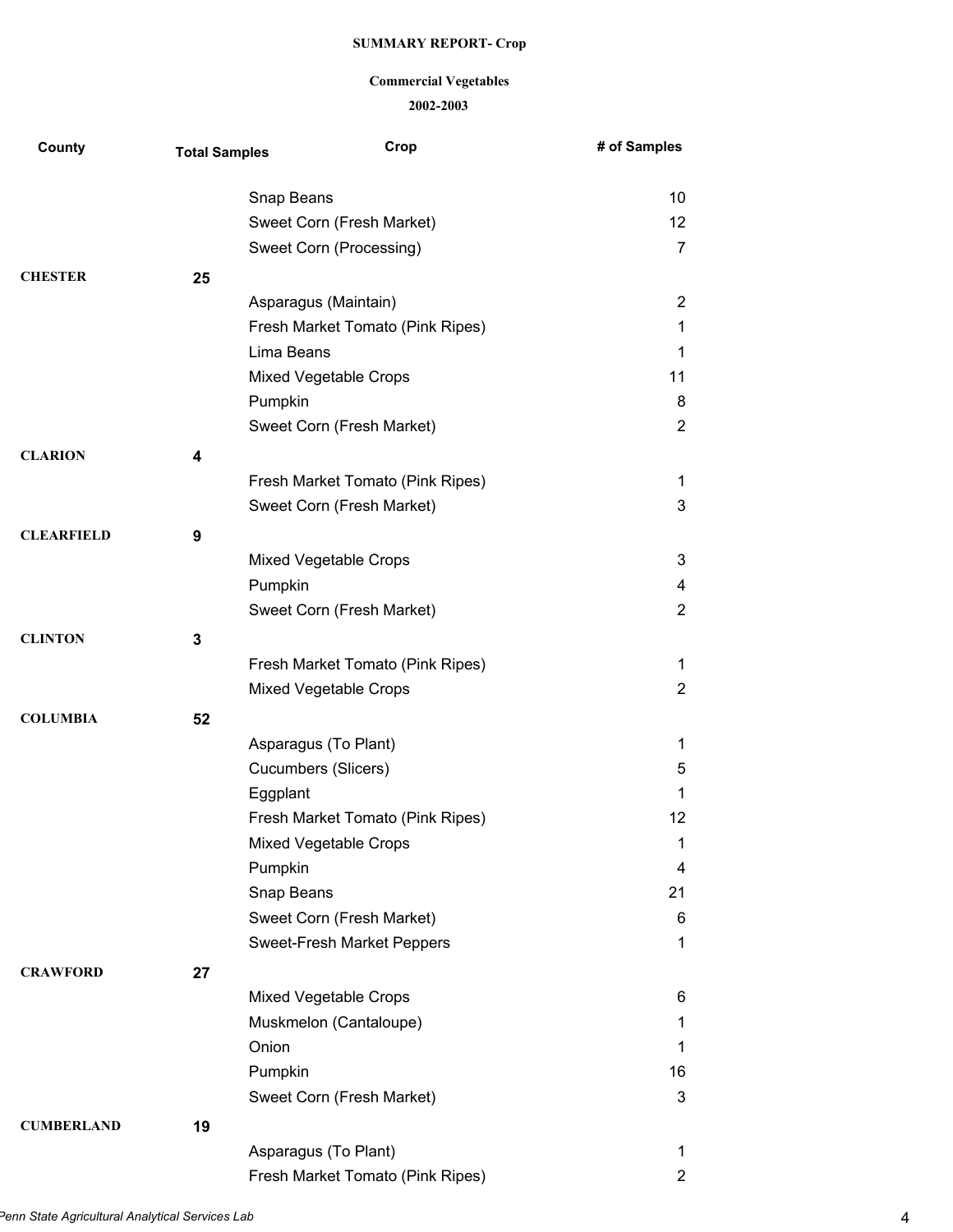**SUMMARY REPORT- Crop**

**Commercial Vegetables**

**2002-2003**

| County | Total Samples | Crop | # of Samples |
|---|---|---|---|
| | | Snap Beans | 10 |
| | | Sweet Corn (Fresh Market) | 12 |
| | | Sweet Corn (Processing) | 7 |
| **CHESTER** | **25** | | |
| | | Asparagus (Maintain) | 2 |
| | | Fresh Market Tomato (Pink Ripes) | 1 |
| | | Lima Beans | 1 |
| | | Mixed Vegetable Crops | 11 |
| | | Pumpkin | 8 |
| | | Sweet Corn (Fresh Market) | 2 |
| **CLARION** | **4** | | |
| | | Fresh Market Tomato (Pink Ripes) | 1 |
| | | Sweet Corn (Fresh Market) | 3 |
| **CLEARFIELD** | **9** | | |
| | | Mixed Vegetable Crops | 3 |
| | | Pumpkin | 4 |
| | | Sweet Corn (Fresh Market) | 2 |
| **CLINTON** | **3** | | |
| | | Fresh Market Tomato (Pink Ripes) | 1 |
| | | Mixed Vegetable Crops | 2 |
| **COLUMBIA** | **52** | | |
| | | Asparagus (To Plant) | 1 |
| | | Cucumbers (Slicers) | 5 |
| | | Eggplant | 1 |
| | | Fresh Market Tomato (Pink Ripes) | 12 |
| | | Mixed Vegetable Crops | 1 |
| | | Pumpkin | 4 |
| | | Snap Beans | 21 |
| | | Sweet Corn (Fresh Market) | 6 |
| | | Sweet-Fresh Market Peppers | 1 |
| **CRAWFORD** | **27** | | |
| | | Mixed Vegetable Crops | 6 |
| | | Muskmelon (Cantaloupe) | 1 |
| | | Onion | 1 |
| | | Pumpkin | 16 |
| | | Sweet Corn (Fresh Market) | 3 |
| **CUMBERLAND** | **19** | | |
| | | Asparagus (To Plant) | 1 |
| | | Fresh Market Tomato (Pink Ripes) | 2 |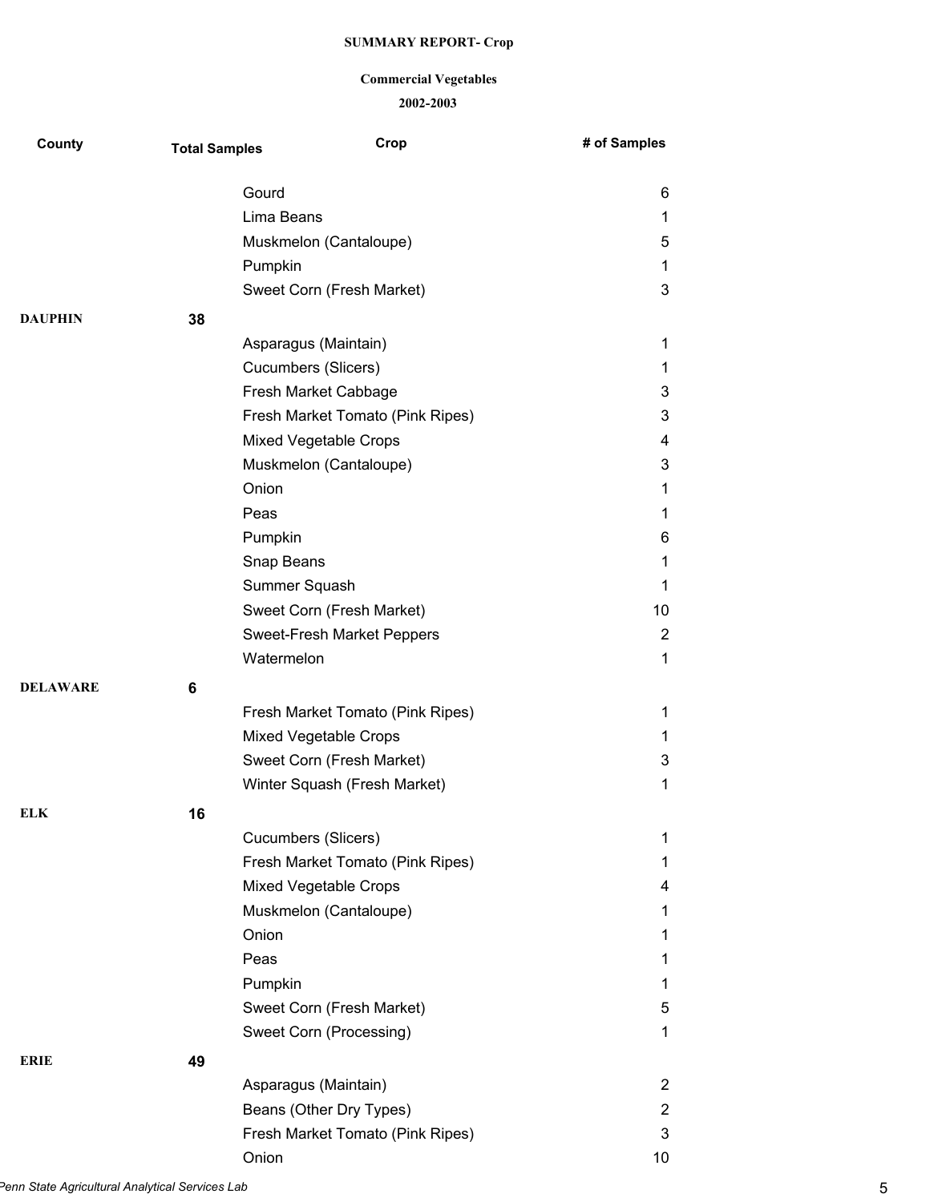**SUMMARY REPORT- Crop**

**Commercial Vegetables**

**2002-2003**

| County | Total Samples | Crop | # of Samples |
|---|---|---|---|
| | | Gourd | 6 |
| | | Lima Beans | 1 |
| | | Muskmelon (Cantaloupe) | 5 |
| | | Pumpkin | 1 |
| | | Sweet Corn (Fresh Market) | 3 |
| **DAUPHIN** | **38** | | |
| | | Asparagus (Maintain) | 1 |
| | | Cucumbers (Slicers) | 1 |
| | | Fresh Market Cabbage | 3 |
| | | Fresh Market Tomato (Pink Ripes) | 3 |
| | | Mixed Vegetable Crops | 4 |
| | | Muskmelon (Cantaloupe) | 3 |
| | | Onion | 1 |
| | | Peas | 1 |
| | | Pumpkin | 6 |
| | | Snap Beans | 1 |
| | | Summer Squash | 1 |
| | | Sweet Corn (Fresh Market) | 10 |
| | | Sweet-Fresh Market Peppers | 2 |
| | | Watermelon | 1 |
| **DELAWARE** | **6** | | |
| | | Fresh Market Tomato (Pink Ripes) | 1 |
| | | Mixed Vegetable Crops | 1 |
| | | Sweet Corn (Fresh Market) | 3 |
| | | Winter Squash (Fresh Market) | 1 |
| **ELK** | **16** | | |
| | | Cucumbers (Slicers) | 1 |
| | | Fresh Market Tomato (Pink Ripes) | 1 |
| | | Mixed Vegetable Crops | 4 |
| | | Muskmelon (Cantaloupe) | 1 |
| | | Onion | 1 |
| | | Peas | 1 |
| | | Pumpkin | 1 |
| | | Sweet Corn (Fresh Market) | 5 |
| | | Sweet Corn (Processing) | 1 |
| **ERIE** | **49** | | |
| | | Asparagus (Maintain) | 2 |
| | | Beans (Other Dry Types) | 2 |
| | | Fresh Market Tomato (Pink Ripes) | 3 |
| | | Onion | 10 |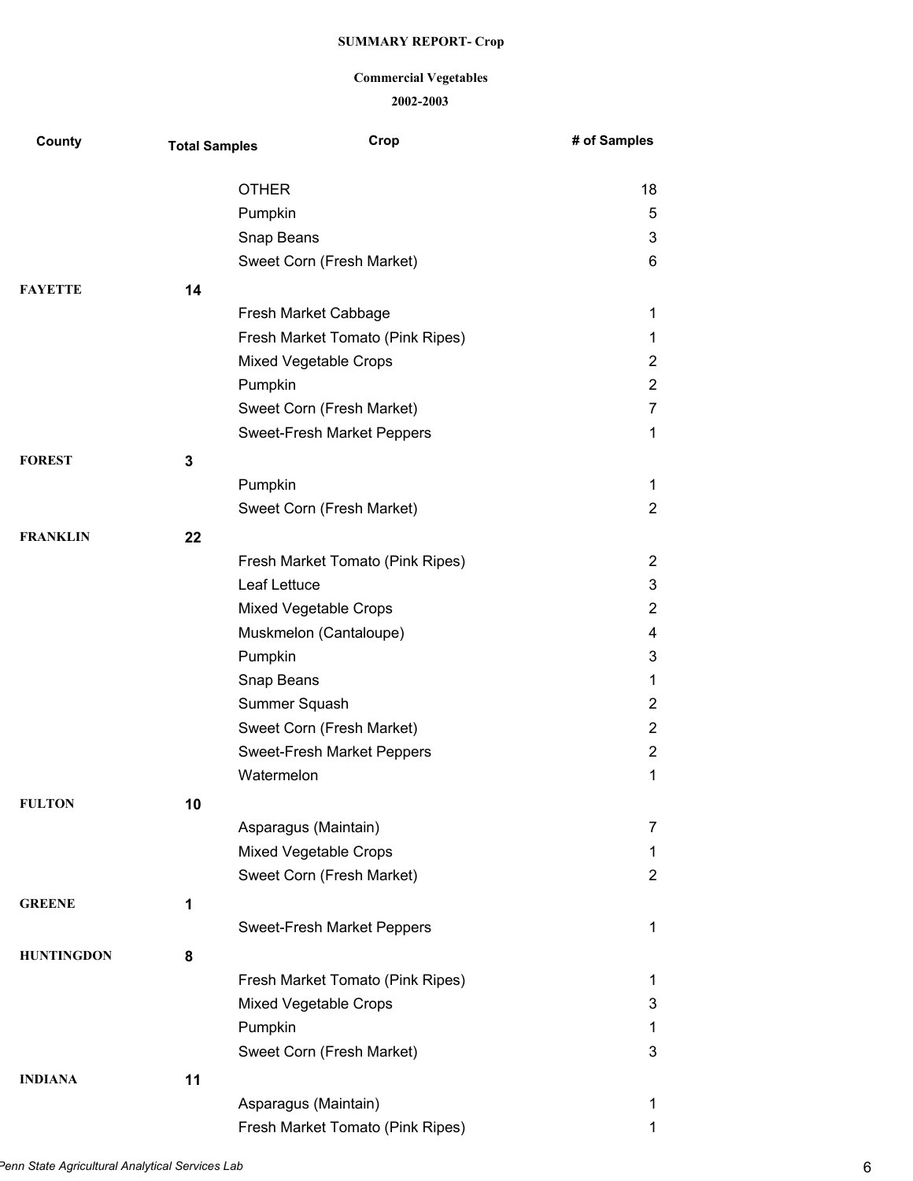**SUMMARY REPORT- Crop**

**Commercial Vegetables**

**2002-2003**

| County | Total Samples | Crop | # of Samples |
|---|---|---|---|
| | | OTHER | 18 |
| | | Pumpkin | 5 |
| | | Snap Beans | 3 |
| | | Sweet Corn (Fresh Market) | 6 |
| **FAYETTE** | **14** | | |
| | | Fresh Market Cabbage | 1 |
| | | Fresh Market Tomato (Pink Ripes) | 1 |
| | | Mixed Vegetable Crops | 2 |
| | | Pumpkin | 2 |
| | | Sweet Corn (Fresh Market) | 7 |
| | | Sweet-Fresh Market Peppers | 1 |
| **FOREST** | **3** | | |
| | | Pumpkin | 1 |
| | | Sweet Corn (Fresh Market) | 2 |
| **FRANKLIN** | **22** | | |
| | | Fresh Market Tomato (Pink Ripes) | 2 |
| | | Leaf Lettuce | 3 |
| | | Mixed Vegetable Crops | 2 |
| | | Muskmelon (Cantaloupe) | 4 |
| | | Pumpkin | 3 |
| | | Snap Beans | 1 |
| | | Summer Squash | 2 |
| | | Sweet Corn (Fresh Market) | 2 |
| | | Sweet-Fresh Market Peppers | 2 |
| | | Watermelon | 1 |
| **FULTON** | **10** | | |
| | | Asparagus (Maintain) | 7 |
| | | Mixed Vegetable Crops | 1 |
| | | Sweet Corn (Fresh Market) | 2 |
| **GREENE** | **1** | | |
| | | Sweet-Fresh Market Peppers | 1 |
| **HUNTINGDON** | **8** | | |
| | | Fresh Market Tomato (Pink Ripes) | 1 |
| | | Mixed Vegetable Crops | 3 |
| | | Pumpkin | 1 |
| | | Sweet Corn (Fresh Market) | 3 |
| **INDIANA** | **11** | | |
| | | Asparagus (Maintain) | 1 |
| | | Fresh Market Tomato (Pink Ripes) | 1 |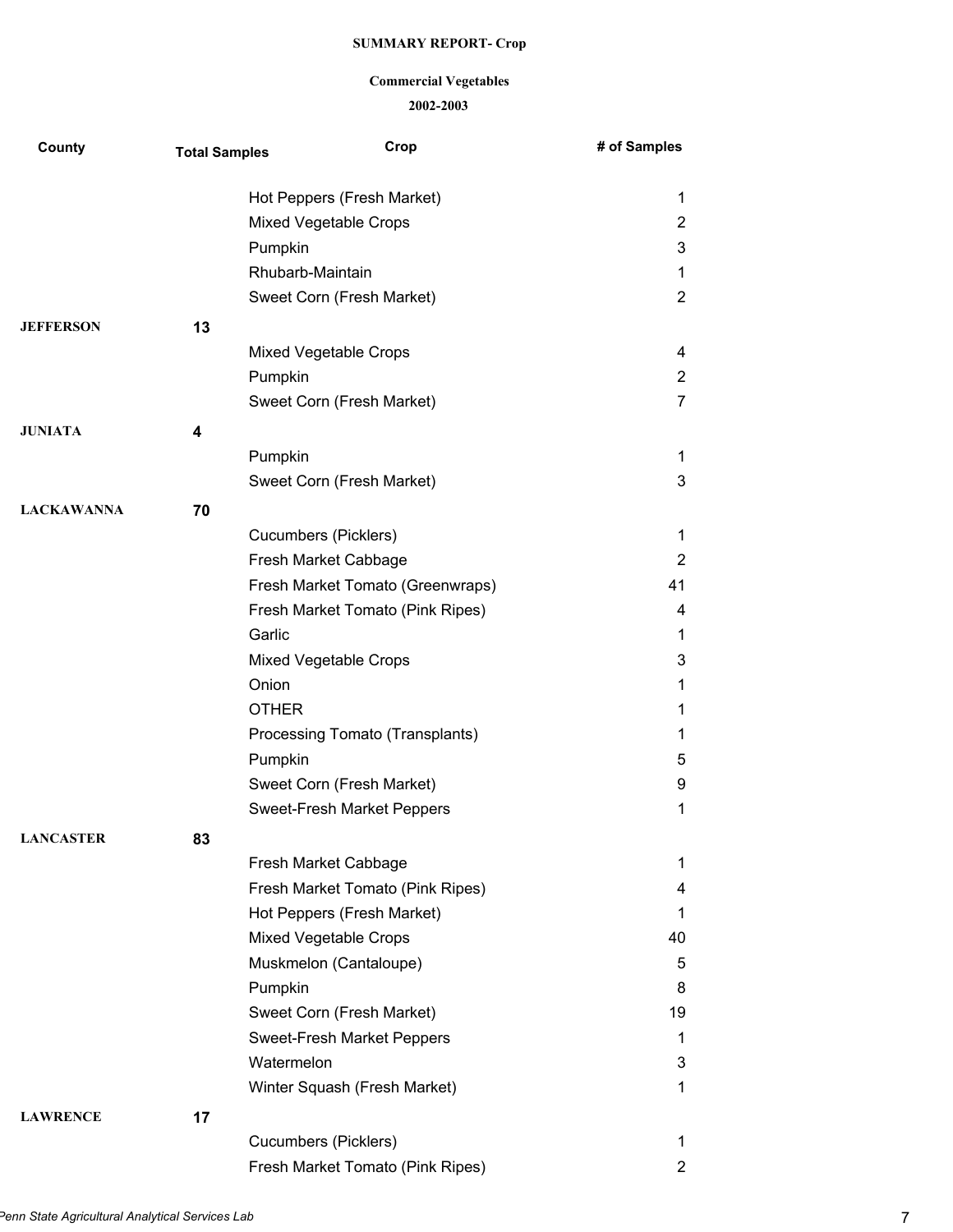**SUMMARY REPORT- Crop**

**Commercial Vegetables**

**2002-2003**

| County | Total Samples | Crop | # of Samples |
|---|---|---|---|
| | | Hot Peppers (Fresh Market) | 1 |
| | | Mixed Vegetable Crops | 2 |
| | | Pumpkin | 3 |
| | | Rhubarb-Maintain | 1 |
| | | Sweet Corn (Fresh Market) | 2 |
| **JEFFERSON** | **13** | | |
| | | Mixed Vegetable Crops | 4 |
| | | Pumpkin | 2 |
| | | Sweet Corn (Fresh Market) | 7 |
| **JUNIATA** | **4** | | |
| | | Pumpkin | 1 |
| | | Sweet Corn (Fresh Market) | 3 |
| **LACKAWANNA** | **70** | | |
| | | Cucumbers (Picklers) | 1 |
| | | Fresh Market Cabbage | 2 |
| | | Fresh Market Tomato (Greenwraps) | 41 |
| | | Fresh Market Tomato (Pink Ripes) | 4 |
| | | Garlic | 1 |
| | | Mixed Vegetable Crops | 3 |
| | | Onion | 1 |
| | | OTHER | 1 |
| | | Processing Tomato (Transplants) | 1 |
| | | Pumpkin | 5 |
| | | Sweet Corn (Fresh Market) | 9 |
| | | Sweet-Fresh Market Peppers | 1 |
| **LANCASTER** | **83** | | |
| | | Fresh Market Cabbage | 1 |
| | | Fresh Market Tomato (Pink Ripes) | 4 |
| | | Hot Peppers (Fresh Market) | 1 |
| | | Mixed Vegetable Crops | 40 |
| | | Muskmelon (Cantaloupe) | 5 |
| | | Pumpkin | 8 |
| | | Sweet Corn (Fresh Market) | 19 |
| | | Sweet-Fresh Market Peppers | 1 |
| | | Watermelon | 3 |
| | | Winter Squash (Fresh Market) | 1 |
| **LAWRENCE** | **17** | | |
| | | Cucumbers (Picklers) | 1 |
| | | Fresh Market Tomato (Pink Ripes) | 2 |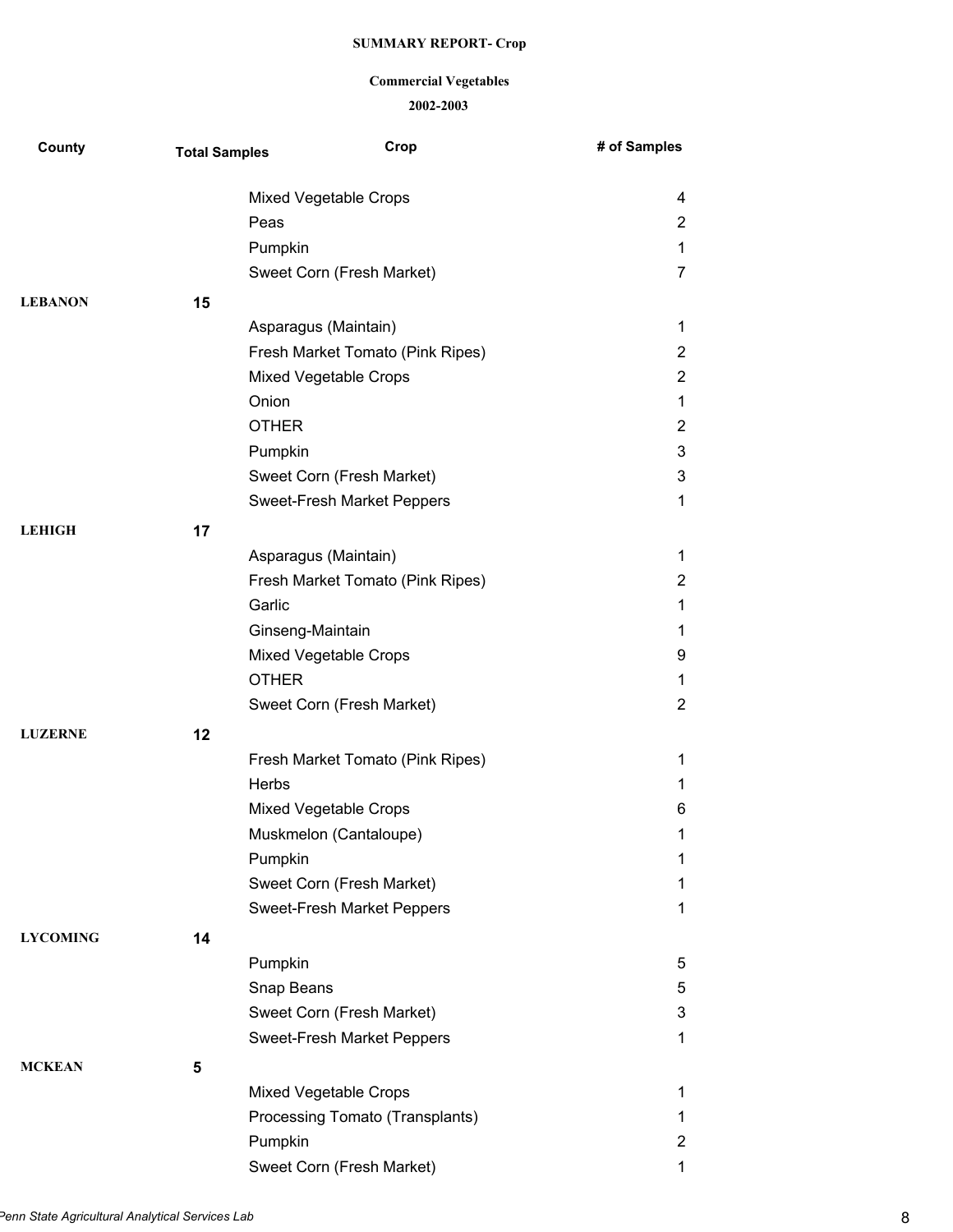**SUMMARY REPORT- Crop**

**Commercial Vegetables**

**2002-2003**

| County | Total Samples | Crop | # of Samples |
|---|---|---|---|
| | | Mixed Vegetable Crops | 4 |
| | | Peas | 2 |
| | | Pumpkin | 1 |
| | | Sweet Corn (Fresh Market) | 7 |
| **LEBANON** | **15** | | |
| | | Asparagus (Maintain) | 1 |
| | | Fresh Market Tomato (Pink Ripes) | 2 |
| | | Mixed Vegetable Crops | 2 |
| | | Onion | 1 |
| | | OTHER | 2 |
| | | Pumpkin | 3 |
| | | Sweet Corn (Fresh Market) | 3 |
| | | Sweet-Fresh Market Peppers | 1 |
| **LEHIGH** | **17** | | |
| | | Asparagus (Maintain) | 1 |
| | | Fresh Market Tomato (Pink Ripes) | 2 |
| | | Garlic | 1 |
| | | Ginseng-Maintain | 1 |
| | | Mixed Vegetable Crops | 9 |
| | | OTHER | 1 |
| | | Sweet Corn (Fresh Market) | 2 |
| **LUZERNE** | **12** | | |
| | | Fresh Market Tomato (Pink Ripes) | 1 |
| | | Herbs | 1 |
| | | Mixed Vegetable Crops | 6 |
| | | Muskmelon (Cantaloupe) | 1 |
| | | Pumpkin | 1 |
| | | Sweet Corn (Fresh Market) | 1 |
| | | Sweet-Fresh Market Peppers | 1 |
| **LYCOMING** | **14** | | |
| | | Pumpkin | 5 |
| | | Snap Beans | 5 |
| | | Sweet Corn (Fresh Market) | 3 |
| | | Sweet-Fresh Market Peppers | 1 |
| **MCKEAN** | **5** | | |
| | | Mixed Vegetable Crops | 1 |
| | | Processing Tomato (Transplants) | 1 |
| | | Pumpkin | 2 |
| | | Sweet Corn (Fresh Market) | 1 |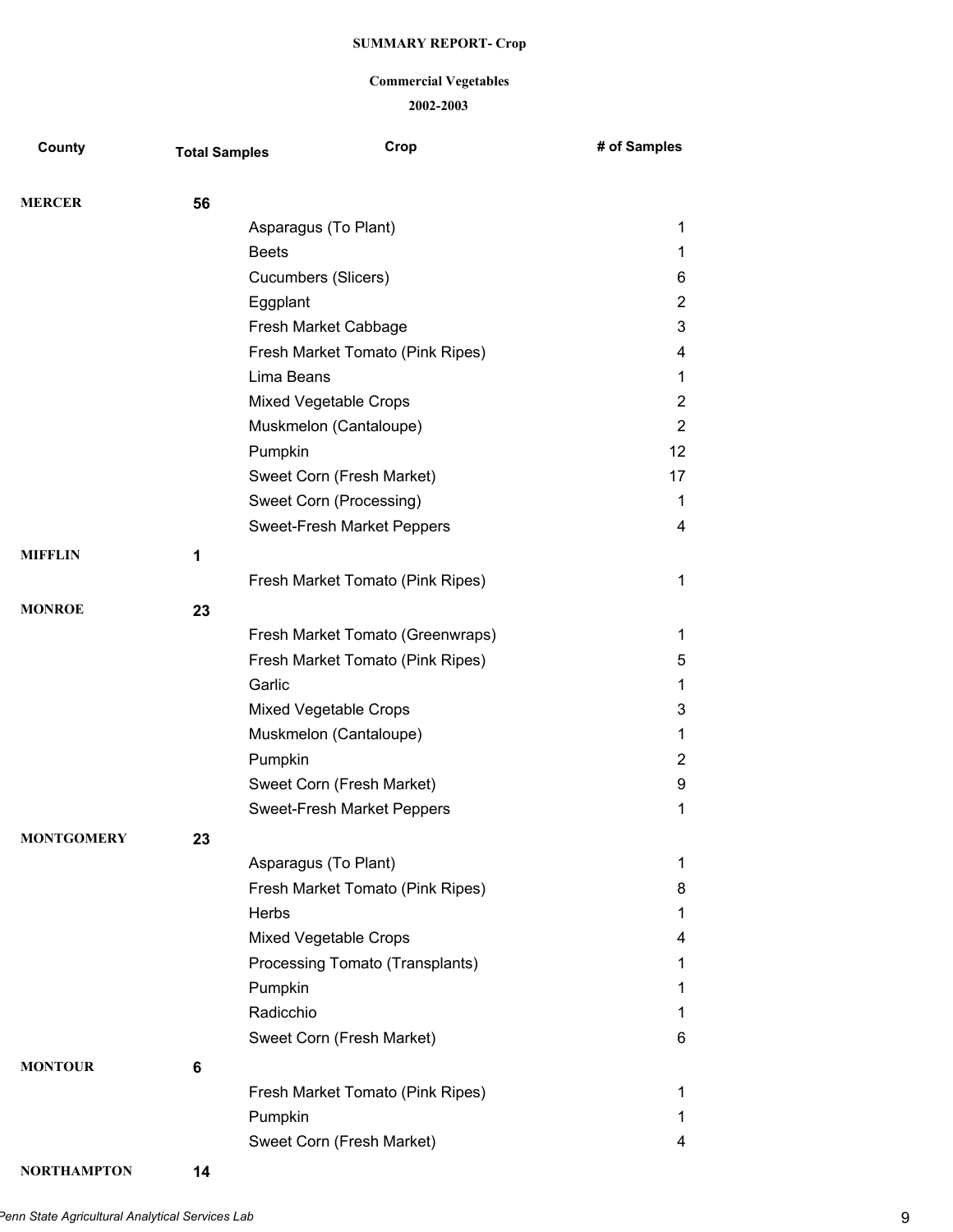**SUMMARY REPORT- Crop**

**Commercial Vegetables**

**2002-2003**

| County | Total Samples | Crop | # of Samples |
|---|---|---|---|
| **MERCER** | **56** | | |
| | | Asparagus (To Plant) | 1 |
| | | Beets | 1 |
| | | Cucumbers (Slicers) | 6 |
| | | Eggplant | 2 |
| | | Fresh Market Cabbage | 3 |
| | | Fresh Market Tomato (Pink Ripes) | 4 |
| | | Lima Beans | 1 |
| | | Mixed Vegetable Crops | 2 |
| | | Muskmelon (Cantaloupe) | 2 |
| | | Pumpkin | 12 |
| | | Sweet Corn (Fresh Market) | 17 |
| | | Sweet Corn (Processing) | 1 |
| | | Sweet-Fresh Market Peppers | 4 |
| **MIFFLIN** | **1** | | |
| | | Fresh Market Tomato (Pink Ripes) | 1 |
| **MONROE** | **23** | | |
| | | Fresh Market Tomato (Greenwraps) | 1 |
| | | Fresh Market Tomato (Pink Ripes) | 5 |
| | | Garlic | 1 |
| | | Mixed Vegetable Crops | 3 |
| | | Muskmelon (Cantaloupe) | 1 |
| | | Pumpkin | 2 |
| | | Sweet Corn (Fresh Market) | 9 |
| | | Sweet-Fresh Market Peppers | 1 |
| **MONTGOMERY** | **23** | | |
| | | Asparagus (To Plant) | 1 |
| | | Fresh Market Tomato (Pink Ripes) | 8 |
| | | Herbs | 1 |
| | | Mixed Vegetable Crops | 4 |
| | | Processing Tomato (Transplants) | 1 |
| | | Pumpkin | 1 |
| | | Radicchio | 1 |
| | | Sweet Corn (Fresh Market) | 6 |
| **MONTOUR** | **6** | | |
| | | Fresh Market Tomato (Pink Ripes) | 1 |
| | | Pumpkin | 1 |
| | | Sweet Corn (Fresh Market) | 4 |
| **NORTHAMPTON** | **14** | | |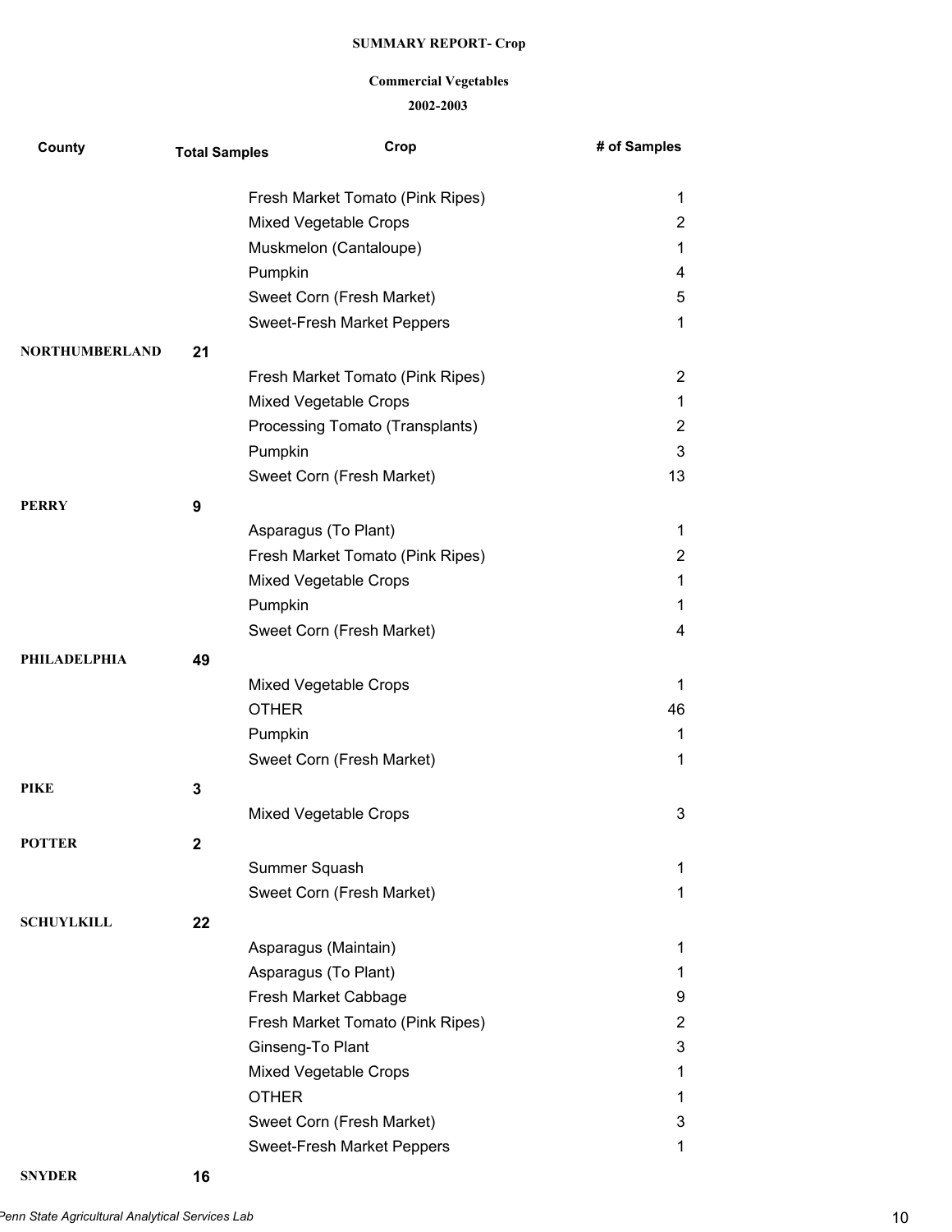**SUMMARY REPORT- Crop**

**Commercial Vegetables**

**2002-2003**

| County | Total Samples | Crop | # of Samples |
|---|---|---|---|
| | | Fresh Market Tomato (Pink Ripes) | 1 |
| | | Mixed Vegetable Crops | 2 |
| | | Muskmelon (Cantaloupe) | 1 |
| | | Pumpkin | 4 |
| | | Sweet Corn (Fresh Market) | 5 |
| | | Sweet-Fresh Market Peppers | 1 |
| **NORTHUMBERLAND** | **21** | | |
| | | Fresh Market Tomato (Pink Ripes) | 2 |
| | | Mixed Vegetable Crops | 1 |
| | | Processing Tomato (Transplants) | 2 |
| | | Pumpkin | 3 |
| | | Sweet Corn (Fresh Market) | 13 |
| **PERRY** | **9** | | |
| | | Asparagus (To Plant) | 1 |
| | | Fresh Market Tomato (Pink Ripes) | 2 |
| | | Mixed Vegetable Crops | 1 |
| | | Pumpkin | 1 |
| | | Sweet Corn (Fresh Market) | 4 |
| **PHILADELPHIA** | **49** | | |
| | | Mixed Vegetable Crops | 1 |
| | | OTHER | 46 |
| | | Pumpkin | 1 |
| | | Sweet Corn (Fresh Market) | 1 |
| **PIKE** | **3** | | |
| | | Mixed Vegetable Crops | 3 |
| **POTTER** | **2** | | |
| | | Summer Squash | 1 |
| | | Sweet Corn (Fresh Market) | 1 |
| **SCHUYLKILL** | **22** | | |
| | | Asparagus (Maintain) | 1 |
| | | Asparagus (To Plant) | 1 |
| | | Fresh Market Cabbage | 9 |
| | | Fresh Market Tomato (Pink Ripes) | 2 |
| | | Ginseng-To Plant | 3 |
| | | Mixed Vegetable Crops | 1 |
| | | OTHER | 1 |
| | | Sweet Corn (Fresh Market) | 3 |
| | | Sweet-Fresh Market Peppers | 1 |
| **SNYDER** | **16** | | |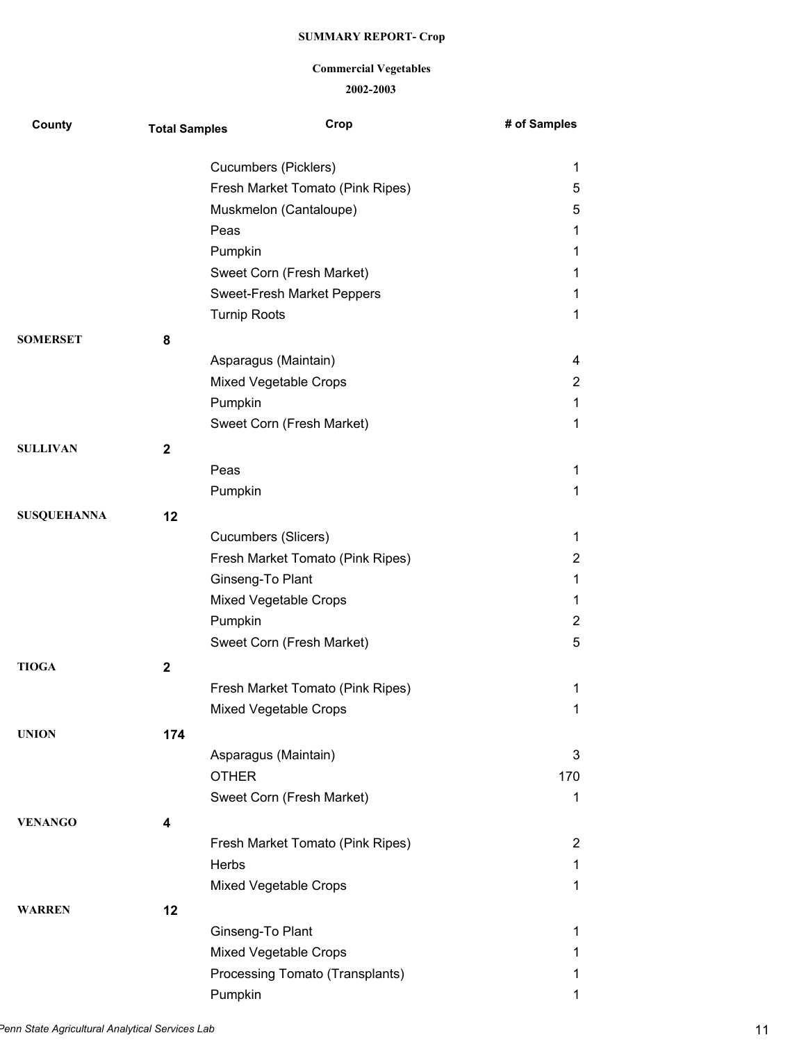**SUMMARY REPORT- Crop**

**Commercial Vegetables**

**2002-2003**

| County | Total Samples | Crop | # of Samples |
|---|---|---|---|
| | | Cucumbers (Picklers) | 1 |
| | | Fresh Market Tomato (Pink Ripes) | 5 |
| | | Muskmelon (Cantaloupe) | 5 |
| | | Peas | 1 |
| | | Pumpkin | 1 |
| | | Sweet Corn (Fresh Market) | 1 |
| | | Sweet-Fresh Market Peppers | 1 |
| | | Turnip Roots | 1 |
| **SOMERSET** | **8** | | |
| | | Asparagus (Maintain) | 4 |
| | | Mixed Vegetable Crops | 2 |
| | | Pumpkin | 1 |
| | | Sweet Corn (Fresh Market) | 1 |
| **SULLIVAN** | **2** | | |
| | | Peas | 1 |
| | | Pumpkin | 1 |
| **SUSQUEHANNA** | **12** | | |
| | | Cucumbers (Slicers) | 1 |
| | | Fresh Market Tomato (Pink Ripes) | 2 |
| | | Ginseng-To Plant | 1 |
| | | Mixed Vegetable Crops | 1 |
| | | Pumpkin | 2 |
| | | Sweet Corn (Fresh Market) | 5 |
| **TIOGA** | **2** | | |
| | | Fresh Market Tomato (Pink Ripes) | 1 |
| | | Mixed Vegetable Crops | 1 |
| **UNION** | **174** | | |
| | | Asparagus (Maintain) | 3 |
| | | OTHER | 170 |
| | | Sweet Corn (Fresh Market) | 1 |
| **VENANGO** | **4** | | |
| | | Fresh Market Tomato (Pink Ripes) | 2 |
| | | Herbs | 1 |
| | | Mixed Vegetable Crops | 1 |
| **WARREN** | **12** | | |
| | | Ginseng-To Plant | 1 |
| | | Mixed Vegetable Crops | 1 |
| | | Processing Tomato (Transplants) | 1 |
| | | Pumpkin | 1 |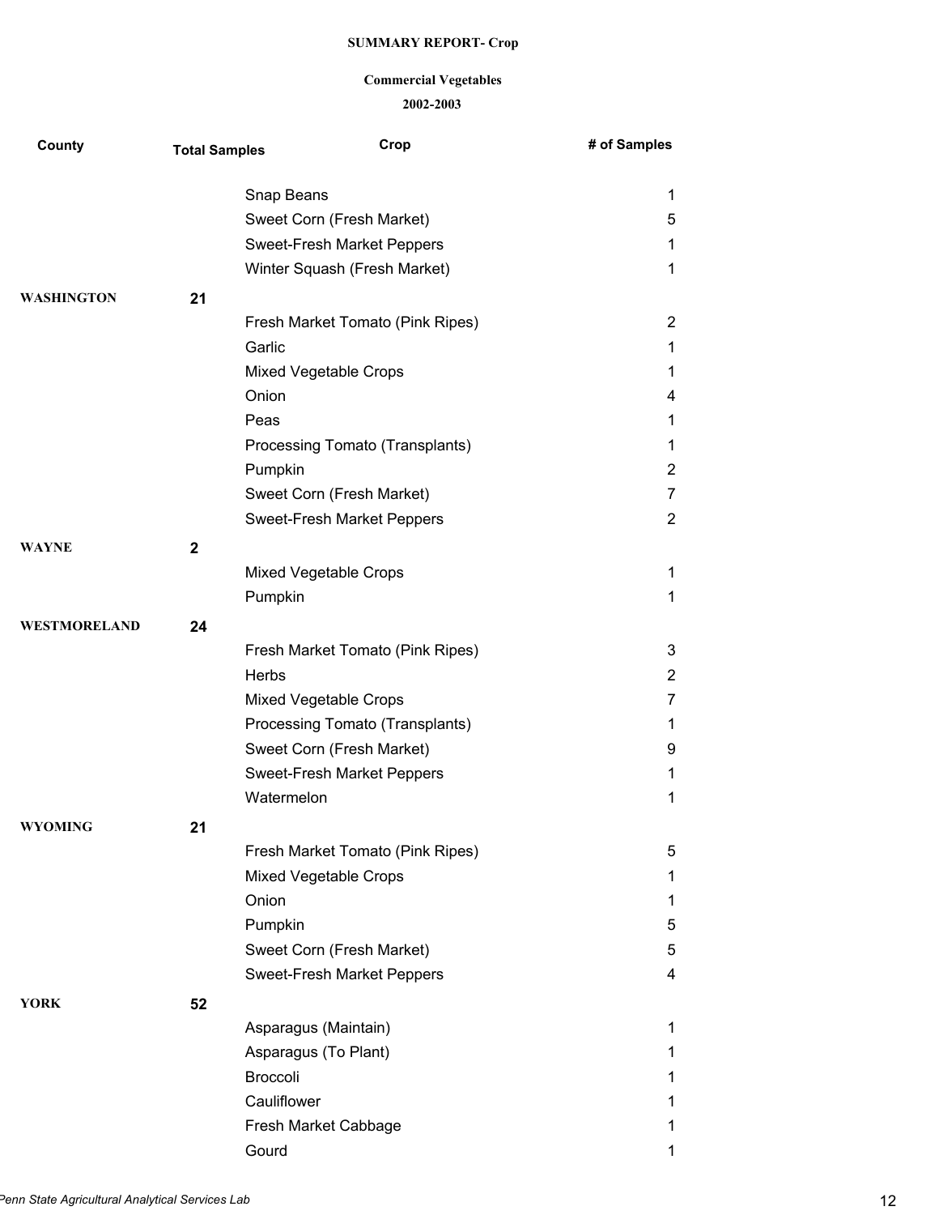**SUMMARY REPORT- Crop**

**Commercial Vegetables**

**2002-2003**

| County | Total Samples | Crop | # of Samples |
|---|---|---|---|
| | | Snap Beans | 1 |
| | | Sweet Corn (Fresh Market) | 5 |
| | | Sweet-Fresh Market Peppers | 1 |
| | | Winter Squash (Fresh Market) | 1 |
| **WASHINGTON** | **21** | | |
| | | Fresh Market Tomato (Pink Ripes) | 2 |
| | | Garlic | 1 |
| | | Mixed Vegetable Crops | 1 |
| | | Onion | 4 |
| | | Peas | 1 |
| | | Processing Tomato (Transplants) | 1 |
| | | Pumpkin | 2 |
| | | Sweet Corn (Fresh Market) | 7 |
| | | Sweet-Fresh Market Peppers | 2 |
| **WAYNE** | **2** | | |
| | | Mixed Vegetable Crops | 1 |
| | | Pumpkin | 1 |
| **WESTMORELAND** | **24** | | |
| | | Fresh Market Tomato (Pink Ripes) | 3 |
| | | Herbs | 2 |
| | | Mixed Vegetable Crops | 7 |
| | | Processing Tomato (Transplants) | 1 |
| | | Sweet Corn (Fresh Market) | 9 |
| | | Sweet-Fresh Market Peppers | 1 |
| | | Watermelon | 1 |
| **WYOMING** | **21** | | |
| | | Fresh Market Tomato (Pink Ripes) | 5 |
| | | Mixed Vegetable Crops | 1 |
| | | Onion | 1 |
| | | Pumpkin | 5 |
| | | Sweet Corn (Fresh Market) | 5 |
| | | Sweet-Fresh Market Peppers | 4 |
| **YORK** | **52** | | |
| | | Asparagus (Maintain) | 1 |
| | | Asparagus (To Plant) | 1 |
| | | Broccoli | 1 |
| | | Cauliflower | 1 |
| | | Fresh Market Cabbage | 1 |
| | | Gourd | 1 |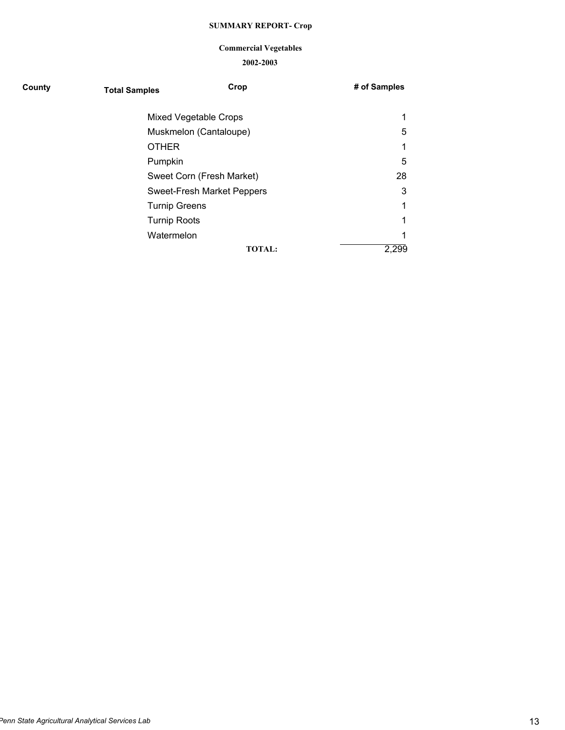**SUMMARY REPORT- Crop**

**Commercial Vegetables**

**2002-2003**

| County | Total Samples | Crop | # of Samples |
|---|---|---|---|
| | | Mixed Vegetable Crops | 1 |
| | | Muskmelon (Cantaloupe) | 5 |
| | | OTHER | 1 |
| | | Pumpkin | 5 |
| | | Sweet Corn (Fresh Market) | 28 |
| | | Sweet-Fresh Market Peppers | 3 |
| | | Turnip Greens | 1 |
| | | Turnip Roots | 1 |
| | | Watermelon | 1 |
| | | **TOTAL:** | 2,299 |